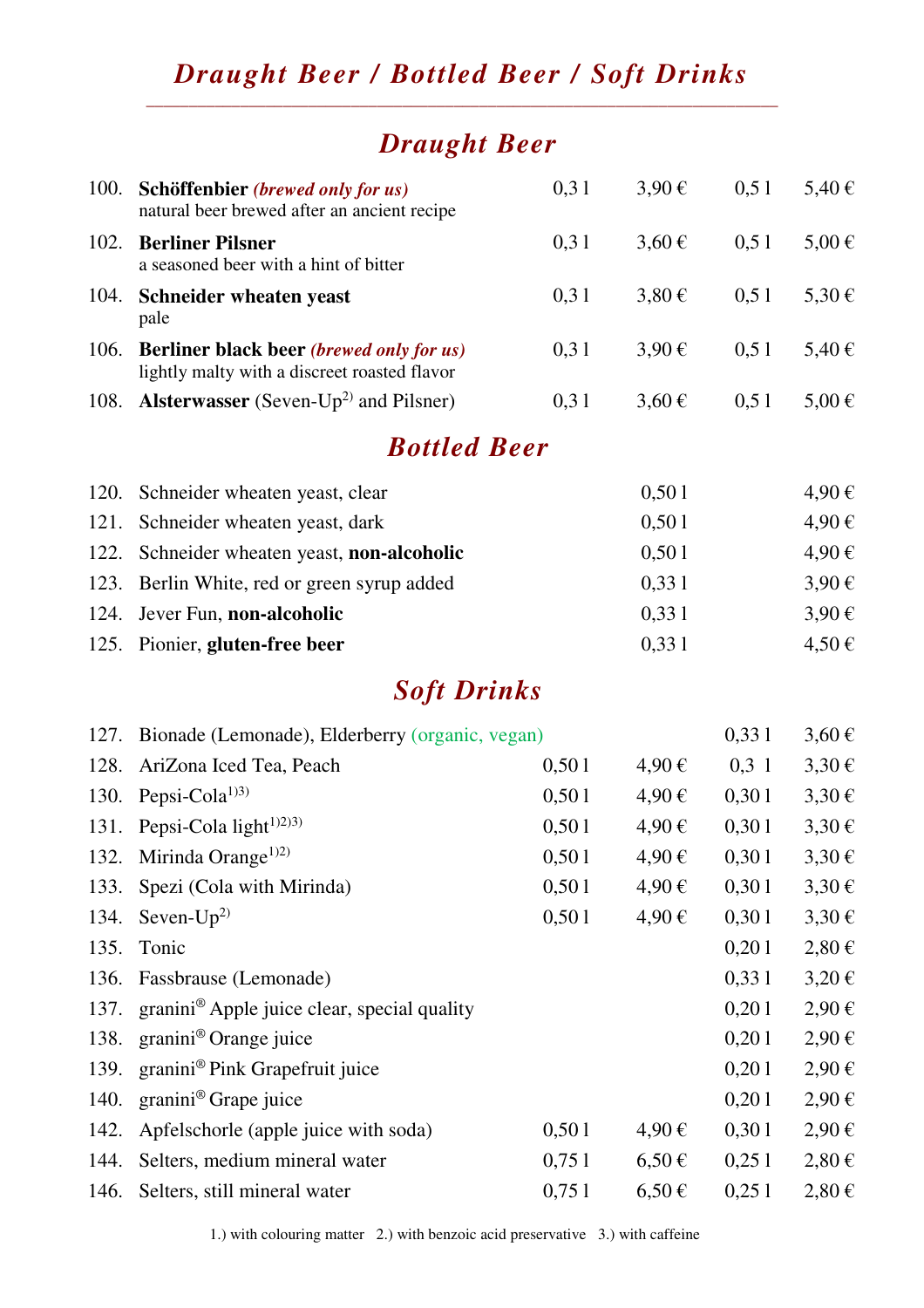# *Draught Beer / Bottled Beer / Soft Drinks*

## *Draught Beer*

| No. | Item | Size | Price | Size | Price |
|---|---|---|---|---|---|
| 100. | **Schöffenbier** *(brewed only for us)*<br>natural beer brewed after an ancient recipe | 0,3 l | 3,90 € | 0,5 l | 5,40 € |
| 102. | **Berliner Pilsner**<br>a seasoned beer with a hint of bitter | 0,3 l | 3,60 € | 0,5 l | 5,00 € |
| 104. | **Schneider wheaten yeast**<br>pale | 0,3 l | 3,80 € | 0,5 l | 5,30 € |
| 106. | **Berliner black beer** *(brewed only for us)*<br>lightly malty with a discreet roasted flavor | 0,3 l | 3,90 € | 0,5 l | 5,40 € |
| 108. | **Alsterwasser** (Seven-Up[2] and Pilsner) | 0,3 l | 3,60 € | 0,5 l | 5,00 € |

## *Bottled Beer*

| No. | Item | Size | Price |
|---|---|---|---|
| 120. | Schneider wheaten yeast, clear | 0,50 l | 4,90 € |
| 121. | Schneider wheaten yeast, dark | 0,50 l | 4,90 € |
| 122. | Schneider wheaten yeast, **non-alcoholic** | 0,50 l | 4,90 € |
| 123. | Berlin White, red or green syrup added | 0,33 l | 3,90 € |
| 124. | Jever Fun, **non-alcoholic** | 0,33 l | 3,90 € |
| 125. | Pionier, **gluten-free beer** | 0,33 l | 4,50 € |

## *Soft Drinks*

| No. | Item | Size | Price | Size | Price |
|---|---|---|---|---|---|
| 127. | Bionade (Lemonade), Elderberry (organic, vegan) | | | 0,33 l | 3,60 € |
| 128. | AriZona Iced Tea, Peach | 0,50 l | 4,90 € | 0,3 l | 3,30 € |
| 130. | Pepsi-Cola[1)3)] | 0,50 l | 4,90 € | 0,30 l | 3,30 € |
| 131. | Pepsi-Cola light[1)2)3)] | 0,50 l | 4,90 € | 0,30 l | 3,30 € |
| 132. | Mirinda Orange[1)2)] | 0,50 l | 4,90 € | 0,30 l | 3,30 € |
| 133. | Spezi (Cola with Mirinda) | 0,50 l | 4,90 € | 0,30 l | 3,30 € |
| 134. | Seven-Up[2)] | 0,50 l | 4,90 € | 0,30 l | 3,30 € |
| 135. | Tonic | | | 0,20 l | 2,80 € |
| 136. | Fassbrause (Lemonade) | | | 0,33 l | 3,20 € |
| 137. | granini® Apple juice clear, special quality | | | 0,20 l | 2,90 € |
| 138. | granini® Orange juice | | | 0,20 l | 2,90 € |
| 139. | granini® Pink Grapefruit juice | | | 0,20 l | 2,90 € |
| 140. | granini® Grape juice | | | 0,20 l | 2,90 € |
| 142. | Apfelschorle (apple juice with soda) | 0,50 l | 4,90 € | 0,30 l | 2,90 € |
| 144. | Selters, medium mineral water | 0,75 l | 6,50 € | 0,25 l | 2,80 € |
| 146. | Selters, still mineral water | 0,75 l | 6,50 € | 0,25 l | 2,80 € |

1.) with colouring matter 2.) with benzoic acid preservative 3.) with caffeine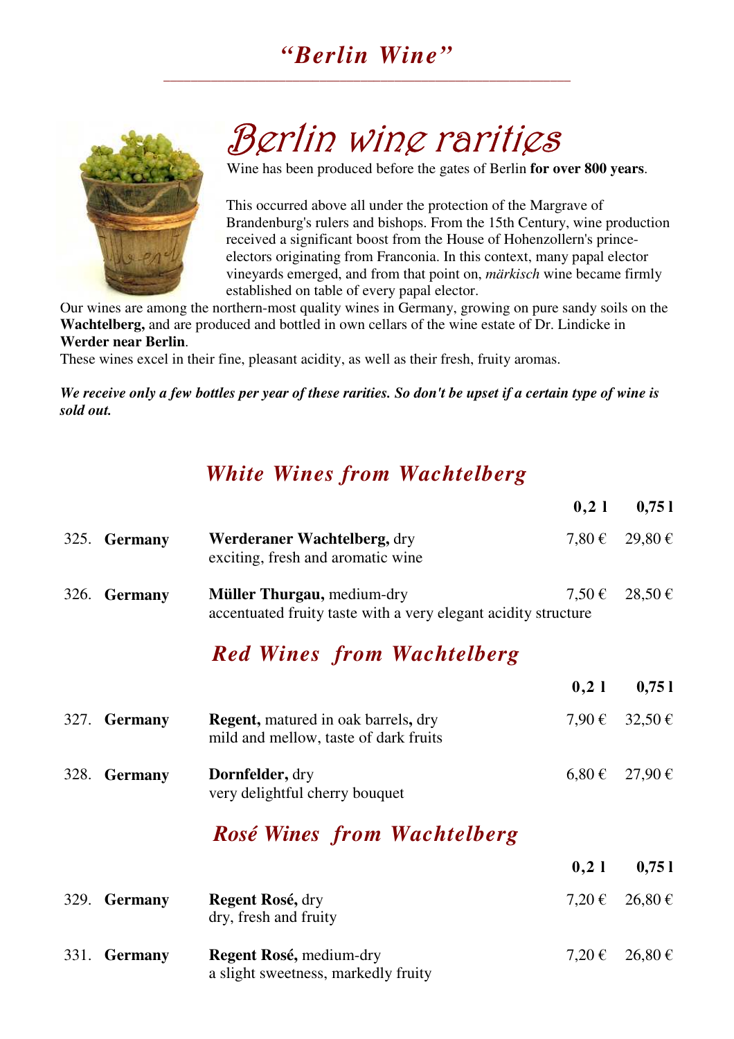# *"Berlin Wine"*

## Berlin wine rarities

Wine has been produced before the gates of Berlin **for over 800 years**.

This occurred above all under the protection of the Margrave of Brandenburg's rulers and bishops. From the 15th Century, wine production received a significant boost from the House of Hohenzollern's prince-electors originating from Franconia. In this context, many papal elector vineyards emerged, and from that point on, *märkisch* wine became firmly established on table of every papal elector.

Our wines are among the northern-most quality wines in Germany, growing on pure sandy soils on the **Wachtelberg,** and are produced and bottled in own cellars of the wine estate of Dr. Lindicke in **Werder near Berlin**.

These wines excel in their fine, pleasant acidity, as well as their fresh, fruity aromas.

***We receive only a few bottles per year of these rarities. So don't be upset if a certain type of wine is sold out.***

### *White Wines from Wachtelberg*

| | | | 0,2 l | 0,75 l |
|---|---|---|---|---|
| 325. | **Germany** | **Werderaner Wachtelberg,** dry<br>exciting, fresh and aromatic wine | 7,80 € | 29,80 € |
| 326. | **Germany** | **Müller Thurgau,** medium-dry<br>accentuated fruity taste with a very elegant acidity structure | 7,50 € | 28,50 € |

### *Red Wines from Wachtelberg*

| | | | 0,2 l | 0,75 l |
|---|---|---|---|---|
| 327. | **Germany** | **Regent,** matured in oak barrels**,** dry<br>mild and mellow, taste of dark fruits | 7,90 € | 32,50 € |
| 328. | **Germany** | **Dornfelder,** dry<br>very delightful cherry bouquet | 6,80 € | 27,90 € |

### *Rosé Wines from Wachtelberg*

| | | | 0,2 l | 0,75 l |
|---|---|---|---|---|
| 329. | **Germany** | **Regent Rosé,** dry<br>dry, fresh and fruity | 7,20 € | 26,80 € |
| 331. | **Germany** | **Regent Rosé,** medium-dry<br>a slight sweetness, markedly fruity | 7,20 € | 26,80 € |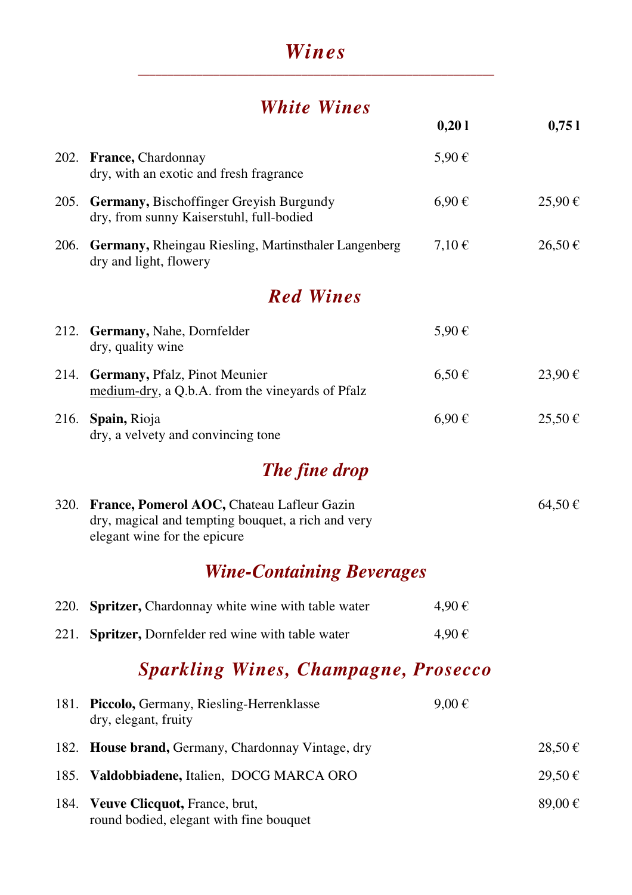# *Wines*

## *White Wines*

| | | 0,20 l | 0,75 l |
|---|---|---|---|
| 202. | **France,** Chardonnay<br>dry, with an exotic and fresh fragrance | 5,90 € | |
| 205. | **Germany,** Bischoffinger Greyish Burgundy<br>dry, from sunny Kaiserstuhl, full-bodied | 6,90 € | 25,90 € |
| 206. | **Germany,** Rheingau Riesling, Martinsthaler Langenberg<br>dry and light, flowery | 7,10 € | 26,50 € |

## *Red Wines*

| | | 0,20 l | 0,75 l |
|---|---|---|---|
| 212. | **Germany,** Nahe, Dornfelder<br>dry, quality wine | 5,90 € | |
| 214. | **Germany,** Pfalz, Pinot Meunier<br>medium-dry, a Q.b.A. from the vineyards of Pfalz | 6,50 € | 23,90 € |
| 216. | **Spain,** Rioja<br>dry, a velvety and convincing tone | 6,90 € | 25,50 € |

## *The fine drop*

| | | 0,20 l | 0,75 l |
|---|---|---|---|
| 320. | **France, Pomerol AOC,** Chateau Lafleur Gazin<br>dry, magical and tempting bouquet, a rich and very elegant wine for the epicure | | 64,50 € |

## *Wine-Containing Beverages*

| | | 0,20 l | 0,75 l |
|---|---|---|---|
| 220. | **Spritzer,** Chardonnay white wine with table water | 4,90 € | |
| 221. | **Spritzer,** Dornfelder red wine with table water | 4,90 € | |

## *Sparkling Wines, Champagne, Prosecco*

| | | 0,20 l | 0,75 l |
|---|---|---|---|
| 181. | **Piccolo,** Germany, Riesling-Herrenklasse<br>dry, elegant, fruity | 9,00 € | |
| 182. | **House brand,** Germany, Chardonnay Vintage, dry | | 28,50 € |
| 185. | **Valdobbiadene,** Italien, DOCG MARCA ORO | | 29,50 € |
| 184. | **Veuve Clicquot,** France, brut,<br>round bodied, elegant with fine bouquet | | 89,00 € |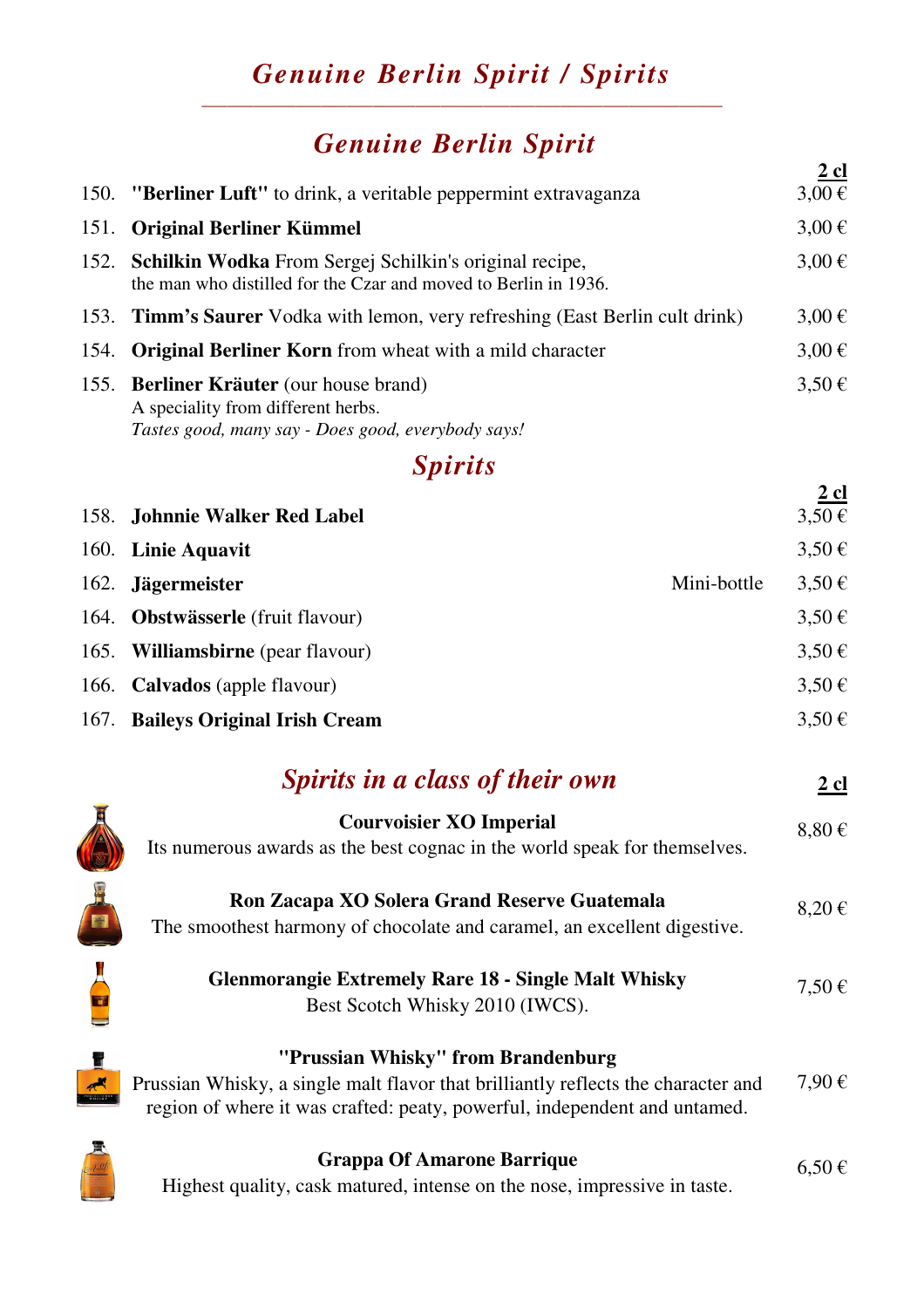# *Genuine Berlin Spirit / Spirits*

## *Genuine Berlin Spirit*

| | | 2 cl |
|---|---|---|
| 150. | **"Berliner Luft"** to drink, a veritable peppermint extravaganza | 3,00 € |
| 151. | **Original Berliner Kümmel** | 3,00 € |
| 152. | **Schilkin Wodka** From Sergej Schilkin's original recipe, the man who distilled for the Czar and moved to Berlin in 1936. | 3,00 € |
| 153. | **Timm's Saurer** Vodka with lemon, very refreshing (East Berlin cult drink) | 3,00 € |
| 154. | **Original Berliner Korn** from wheat with a mild character | 3,00 € |
| 155. | **Berliner Kräuter** (our house brand) A speciality from different herbs. *Tastes good, many say - Does good, everybody says!* | 3,50 € |

## *Spirits*

| | | | 2 cl |
|---|---|---|---|
| 158. | **Johnnie Walker Red Label** | | 3,50 € |
| 160. | **Linie Aquavit** | | 3,50 € |
| 162. | **Jägermeister** | Mini-bottle | 3,50 € |
| 164. | **Obstwässerle** (fruit flavour) | | 3,50 € |
| 165. | **Williamsbirne** (pear flavour) | | 3,50 € |
| 166. | **Calvados** (apple flavour) | | 3,50 € |
| 167. | **Baileys Original Irish Cream** | | 3,50 € |

## *Spirits in a class of their own*

| | 2 cl |
|---|---|
| **Courvoisier XO Imperial** Its numerous awards as the best cognac in the world speak for themselves. | 8,80 € |
| **Ron Zacapa XO Solera Grand Reserve Guatemala** The smoothest harmony of chocolate and caramel, an excellent digestive. | 8,20 € |
| **Glenmorangie Extremely Rare 18 - Single Malt Whisky** Best Scotch Whisky 2010 (IWCS). | 7,50 € |
| **"Prussian Whisky" from Brandenburg** Prussian Whisky, a single malt flavor that brilliantly reflects the character and region of where it was crafted: peaty, powerful, independent and untamed. | 7,90 € |
| **Grappa Of Amarone Barrique** Highest quality, cask matured, intense on the nose, impressive in taste. | 6,50 € |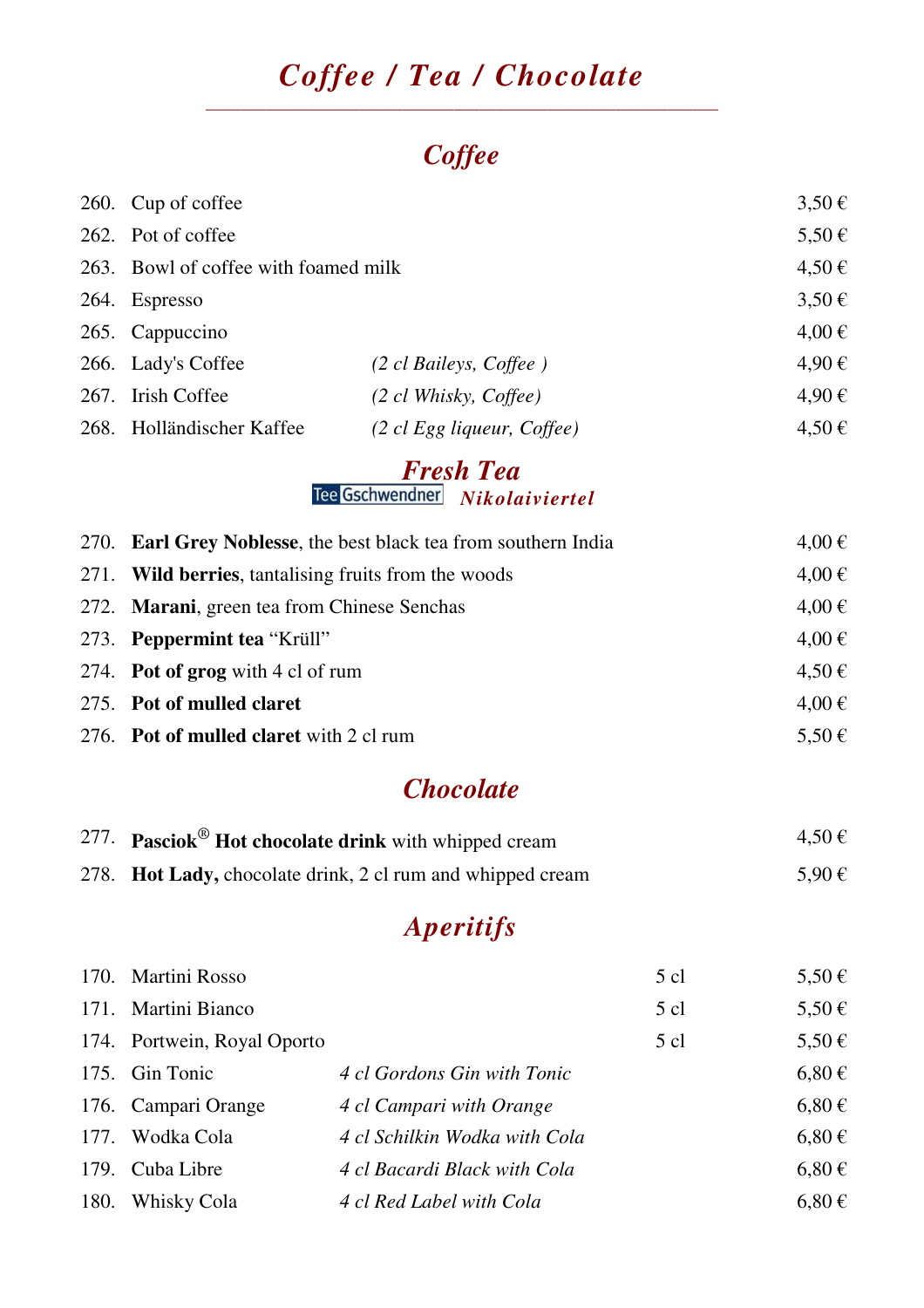# *Coffee / Tea / Chocolate*

## *Coffee*

| | | | |
|---|---|---|---|
| 260. | Cup of coffee | | 3,50 € |
| 262. | Pot of coffee | | 5,50 € |
| 263. | Bowl of coffee with foamed milk | | 4,50 € |
| 264. | Espresso | | 3,50 € |
| 265. | Cappuccino | | 4,00 € |
| 266. | Lady's Coffee | *(2 cl Baileys, Coffee )* | 4,90 € |
| 267. | Irish Coffee | *(2 cl Whisky, Coffee)* | 4,90 € |
| 268. | Holländischer Kaffee | *(2 cl Egg liqueur, Coffee)* | 4,50 € |

## *Fresh Tea*

Tee Gschwendner *Nikolaiviertel*

| | | |
|---|---|---|
| 270. | **Earl Grey Noblesse**, the best black tea from southern India | 4,00 € |
| 271. | **Wild berries**, tantalising fruits from the woods | 4,00 € |
| 272. | **Marani**, green tea from Chinese Senchas | 4,00 € |
| 273. | **Peppermint tea** "Krüll" | 4,00 € |
| 274. | **Pot of grog** with 4 cl of rum | 4,50 € |
| 275. | **Pot of mulled claret** | 4,00 € |
| 276. | **Pot of mulled claret** with 2 cl rum | 5,50 € |

## *Chocolate*

| | | |
|---|---|---|
| 277. | **Pasciok® Hot chocolate drink** with whipped cream | 4,50 € |
| 278. | **Hot Lady,** chocolate drink, 2 cl rum and whipped cream | 5,90 € |

## *Aperitifs*

| | | | | |
|---|---|---|---|---|
| 170. | Martini Rosso | | 5 cl | 5,50 € |
| 171. | Martini Bianco | | 5 cl | 5,50 € |
| 174. | Portwein, Royal Oporto | | 5 cl | 5,50 € |
| 175. | Gin Tonic | *4 cl Gordons Gin with Tonic* | | 6,80 € |
| 176. | Campari Orange | *4 cl Campari with Orange* | | 6,80 € |
| 177. | Wodka Cola | *4 cl Schilkin Wodka with Cola* | | 6,80 € |
| 179. | Cuba Libre | *4 cl Bacardi Black with Cola* | | 6,80 € |
| 180. | Whisky Cola | *4 cl Red Label with Cola* | | 6,80 € |